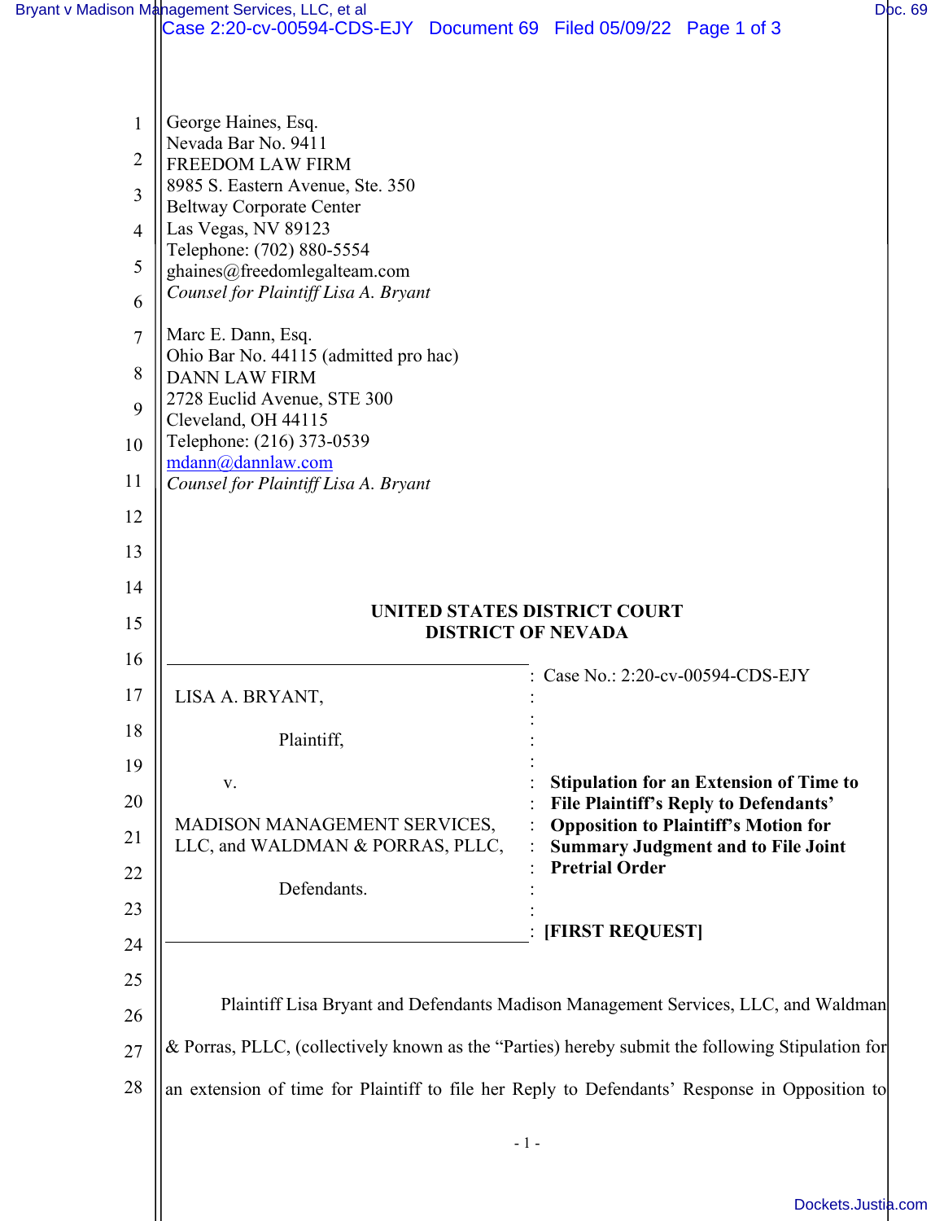George Haines, Esq.
Nevada Bar No. 9411
FREEDOM LAW FIRM
8985 S. Eastern Avenue, Ste. 350
Beltway Corporate Center
Las Vegas, NV 89123
Telephone: (702) 880-5554
ghaines@freedomlegalteam.com
*Counsel for Plaintiff Lisa A. Bryant*

Marc E. Dann, Esq.
Ohio Bar No. 44115 (admitted pro hac)
DANN LAW FIRM
2728 Euclid Avenue, STE 300
Cleveland, OH 44115
Telephone: (216) 373-0539
mdann@dannlaw.com
*Counsel for Plaintiff Lisa A. Bryant*

**UNITED STATES DISTRICT COURT**
**DISTRICT OF NEVADA**

| | |
|---|---|
| LISA A. BRYANT,<br><br>Plaintiff,<br><br>v.<br><br>MADISON MANAGEMENT SERVICES, LLC, and WALDMAN & PORRAS, PLLC,<br><br>Defendants. | Case No.: 2:20-cv-00594-CDS-EJY<br><br>**Stipulation for an Extension of Time to File Plaintiff's Reply to Defendants' Opposition to Plaintiff's Motion for Summary Judgment and to File Joint Pretrial Order**<br><br>**[FIRST REQUEST]** |

Plaintiff Lisa Bryant and Defendants Madison Management Services, LLC, and Waldman & Porras, PLLC, (collectively known as the "Parties) hereby submit the following Stipulation for an extension of time for Plaintiff to file her Reply to Defendants' Response in Opposition to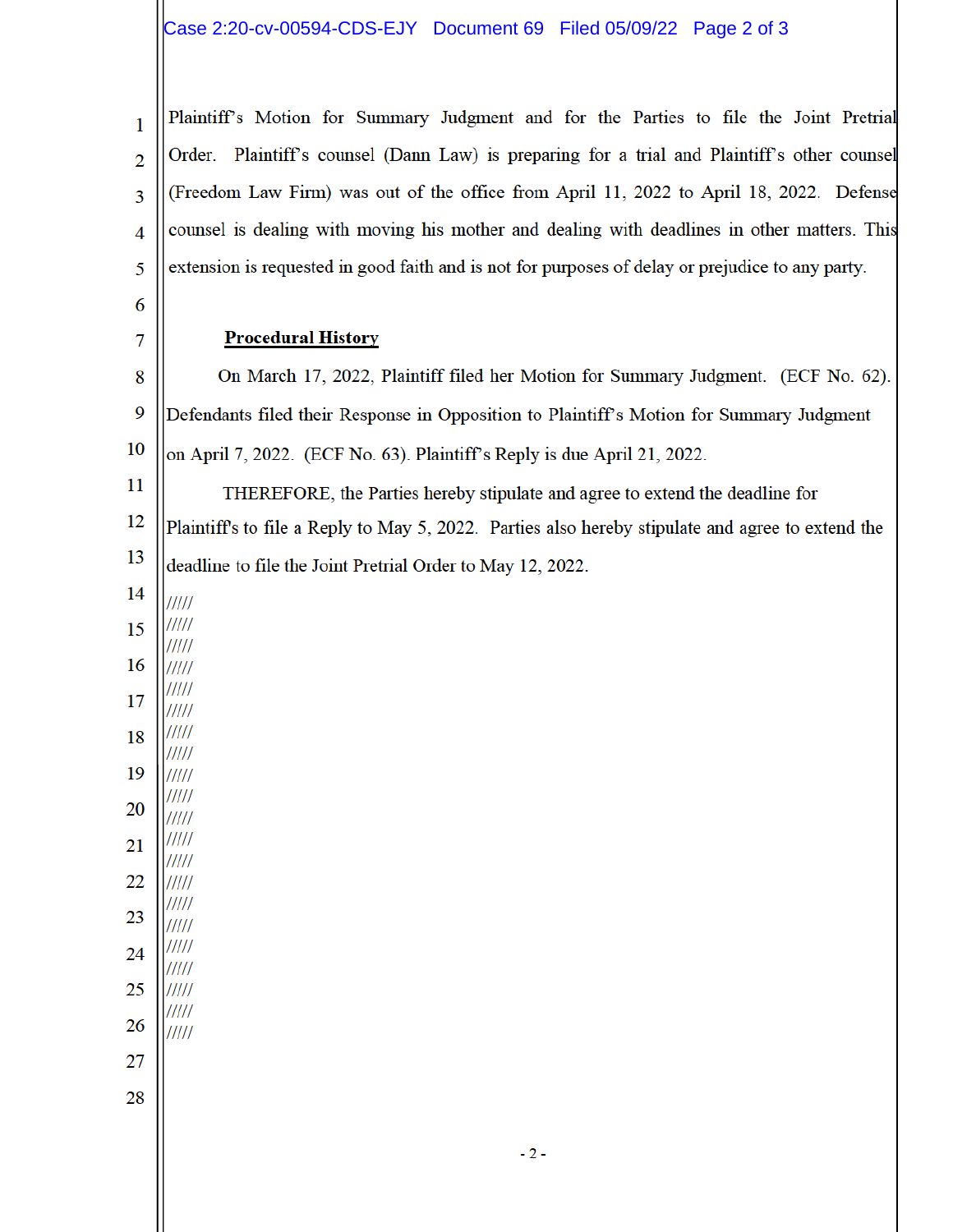Plaintiff's Motion for Summary Judgment and for the Parties to file the Joint Pretrial Order. Plaintiff's counsel (Dann Law) is preparing for a trial and Plaintiff's other counsel (Freedom Law Firm) was out of the office from April 11, 2022 to April 18, 2022. Defense counsel is dealing with moving his mother and dealing with deadlines in other matters. This extension is requested in good faith and is not for purposes of delay or prejudice to any party.

**Procedural History**

On March 17, 2022, Plaintiff filed her Motion for Summary Judgment. (ECF No. 62). Defendants filed their Response in Opposition to Plaintiff's Motion for Summary Judgment on April 7, 2022. (ECF No. 63). Plaintiff's Reply is due April 21, 2022.

THEREFORE, the Parties hereby stipulate and agree to extend the deadline for Plaintiff's to file a Reply to May 5, 2022. Parties also hereby stipulate and agree to extend the deadline to file the Joint Pretrial Order to May 12, 2022.

/////
/////
/////
/////
/////
/////
/////
/////
/////
/////
/////
/////
/////
/////
/////
/////
/////
/////
/////
/////
/////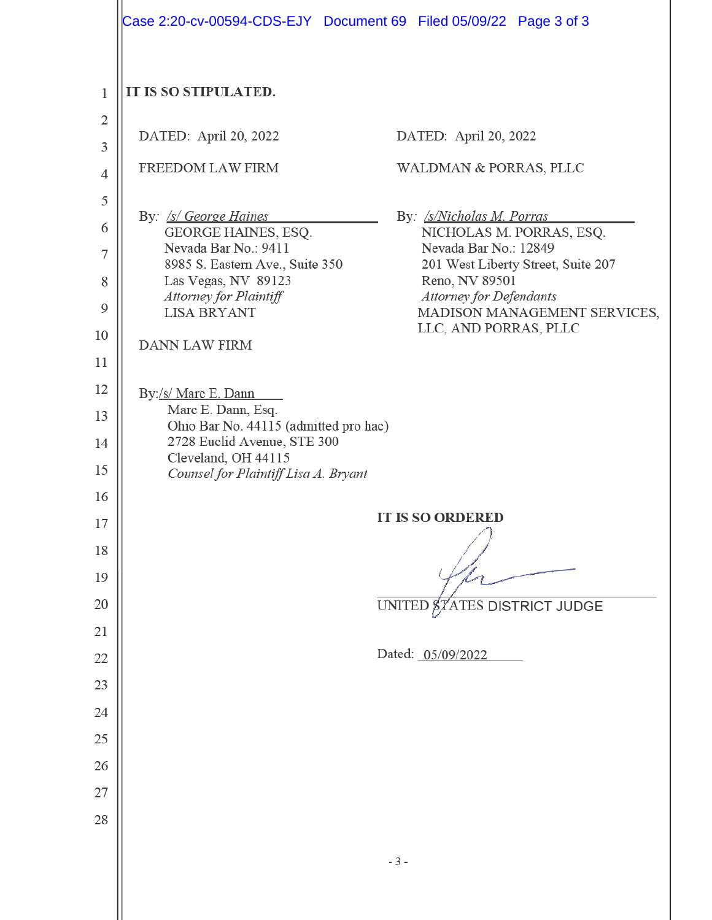**IT IS SO STIPULATED.**

DATED: April 20, 2022

FREEDOM LAW FIRM

By: /s/ George Haines
GEORGE HAINES, ESQ.
Nevada Bar No.: 9411
8985 S. Eastern Ave., Suite 350
Las Vegas, NV 89123
*Attorney for Plaintiff*
LISA BRYANT

DANN LAW FIRM

By: /s/ Marc E. Dann
Marc E. Dann, Esq.
Ohio Bar No. 44115 (admitted pro hac)
2728 Euclid Avenue, STE 300
Cleveland, OH 44115
*Counsel for Plaintiff Lisa A. Bryant*

DATED: April 20, 2022

WALDMAN & PORRAS, PLLC

By: /s/Nicholas M. Porras
NICHOLAS M. PORRAS, ESQ.
Nevada Bar No.: 12849
201 West Liberty Street, Suite 207
Reno, NV 89501
*Attorney for Defendants*
MADISON MANAGEMENT SERVICES, LLC, AND PORRAS, PLLC

**IT IS SO ORDERED**

UNITED STATES DISTRICT JUDGE

Dated: 05/09/2022